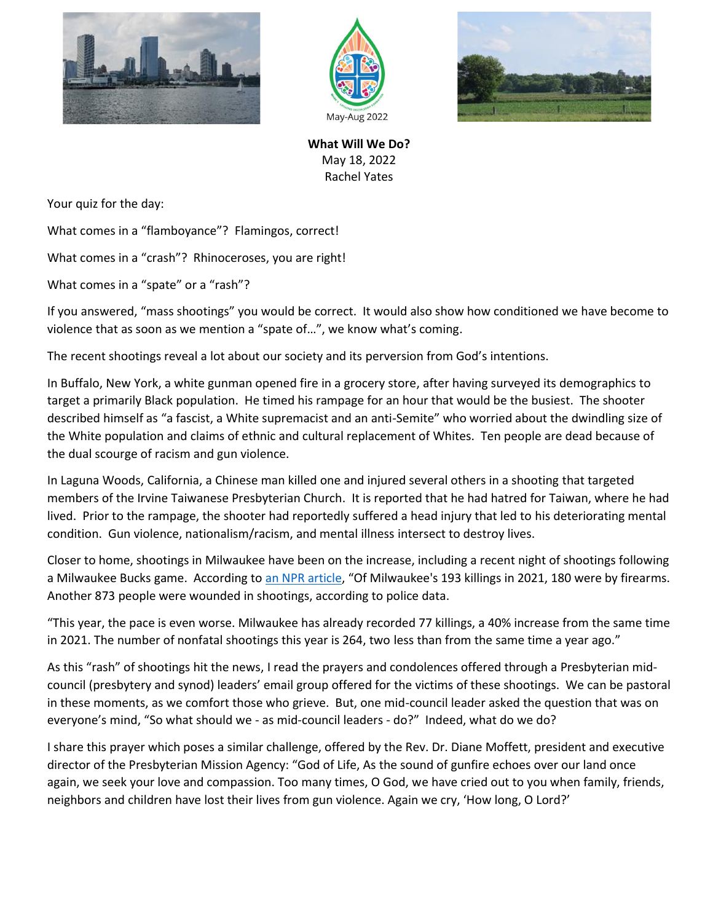May-Aug 2022

**What Will We Do?**
May 18, 2022
Rachel Yates

Your quiz for the day:

What comes in a "flamboyance"? Flamingos, correct!

What comes in a "crash"? Rhinoceroses, you are right!

What comes in a "spate" or a "rash"?

If you answered, "mass shootings" you would be correct. It would also show how conditioned we have become to violence that as soon as we mention a "spate of…", we know what's coming.

The recent shootings reveal a lot about our society and its perversion from God's intentions.

In Buffalo, New York, a white gunman opened fire in a grocery store, after having surveyed its demographics to target a primarily Black population. He timed his rampage for an hour that would be the busiest. The shooter described himself as "a fascist, a White supremacist and an anti-Semite" who worried about the dwindling size of the White population and claims of ethnic and cultural replacement of Whites. Ten people are dead because of the dual scourge of racism and gun violence.

In Laguna Woods, California, a Chinese man killed one and injured several others in a shooting that targeted members of the Irvine Taiwanese Presbyterian Church. It is reported that he had hatred for Taiwan, where he had lived. Prior to the rampage, the shooter had reportedly suffered a head injury that led to his deteriorating mental condition. Gun violence, nationalism/racism, and mental illness intersect to destroy lives.

Closer to home, shootings in Milwaukee have been on the increase, including a recent night of shootings following a Milwaukee Bucks game. According to an NPR article, "Of Milwaukee's 193 killings in 2021, 180 were by firearms. Another 873 people were wounded in shootings, according to police data.

"This year, the pace is even worse. Milwaukee has already recorded 77 killings, a 40% increase from the same time in 2021. The number of nonfatal shootings this year is 264, two less than from the same time a year ago."

As this "rash" of shootings hit the news, I read the prayers and condolences offered through a Presbyterian mid-council (presbytery and synod) leaders' email group offered for the victims of these shootings. We can be pastoral in these moments, as we comfort those who grieve. But, one mid-council leader asked the question that was on everyone's mind, "So what should we - as mid-council leaders - do?" Indeed, what do we do?

I share this prayer which poses a similar challenge, offered by the Rev. Dr. Diane Moffett, president and executive director of the Presbyterian Mission Agency: "God of Life, As the sound of gunfire echoes over our land once again, we seek your love and compassion. Too many times, O God, we have cried out to you when family, friends, neighbors and children have lost their lives from gun violence. Again we cry, 'How long, O Lord?'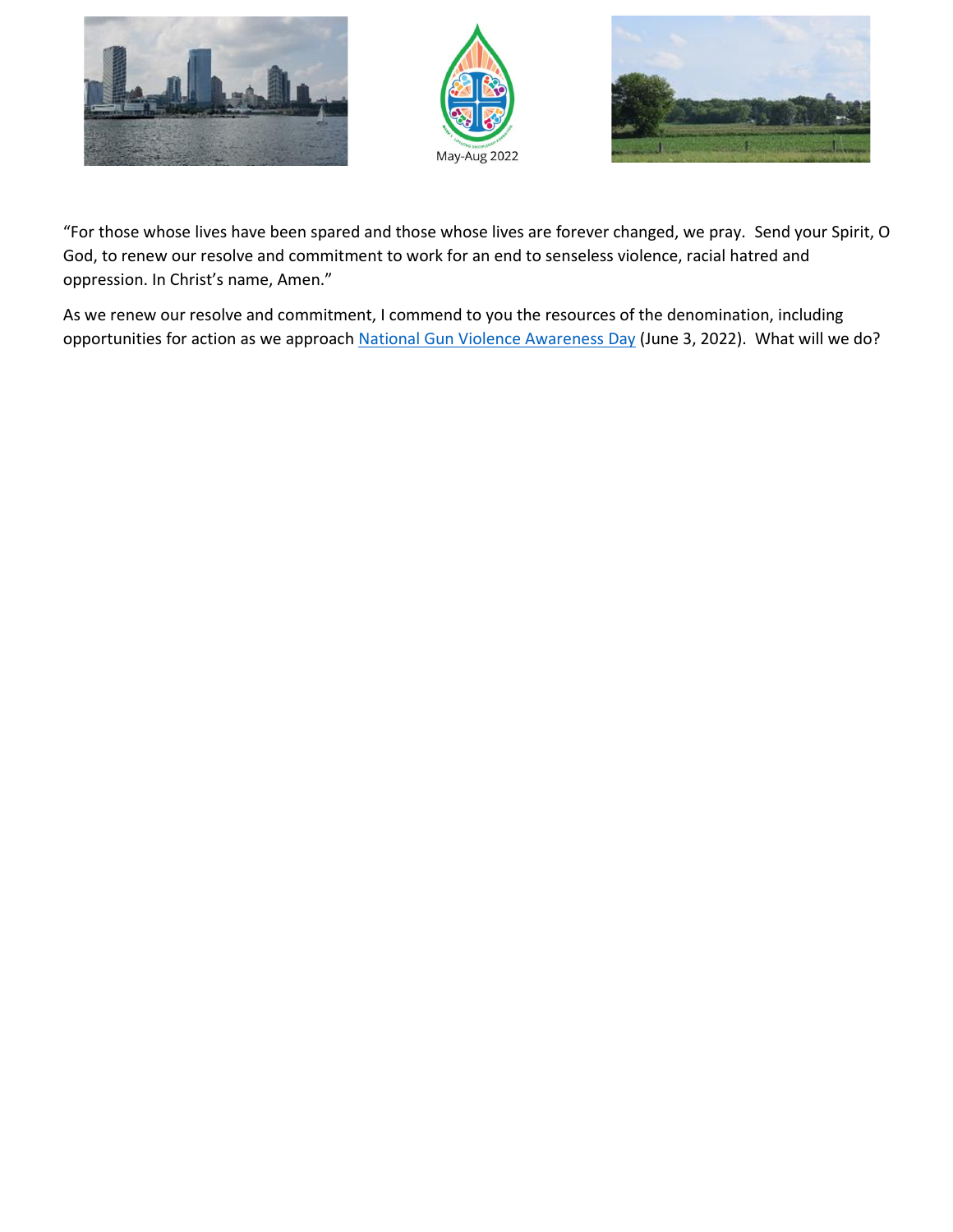May-Aug 2022

"For those whose lives have been spared and those whose lives are forever changed, we pray. Send your Spirit, O God, to renew our resolve and commitment to work for an end to senseless violence, racial hatred and oppression. In Christ's name, Amen."

As we renew our resolve and commitment, I commend to you the resources of the denomination, including opportunities for action as we approach National Gun Violence Awareness Day (June 3, 2022). What will we do?